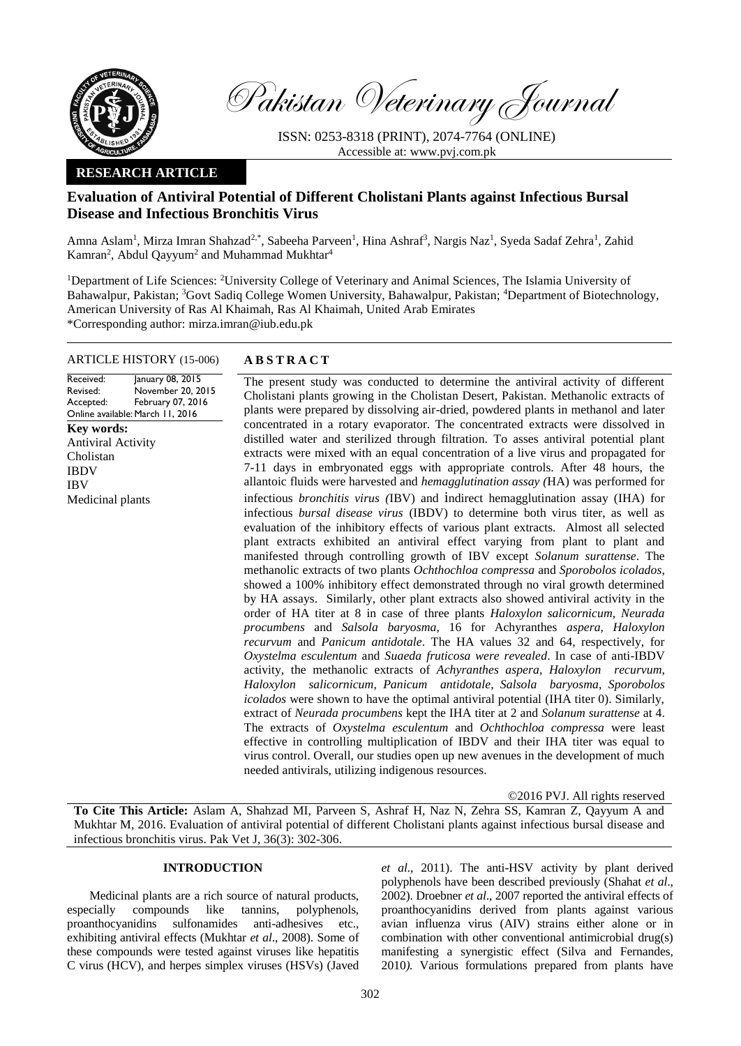Pakistan Veterinary Journal

ISSN: 0253-8318 (PRINT), 2074-7764 (ONLINE)
Accessible at: www.pvj.com.pk

**RESEARCH ARTICLE**

# Evaluation of Antiviral Potential of Different Cholistani Plants against Infectious Bursal Disease and Infectious Bronchitis Virus

Amna Aslam[1], Mirza Imran Shahzad[2,*], Sabeeha Parveen[1], Hina Ashraf[3], Nargis Naz[1], Syeda Sadaf Zehra[1], Zahid Kamran[2], Abdul Qayyum[2] and Muhammad Mukhtar[4]

[1]Department of Life Sciences: [2]University College of Veterinary and Animal Sciences, The Islamia University of Bahawalpur, Pakistan; [3]Govt Sadiq College Women University, Bahawalpur, Pakistan; [4]Department of Biotechnology, American University of Ras Al Khaimah, Ras Al Khaimah, United Arab Emirates
*Corresponding author: mirza.imran@iub.edu.pk

**ARTICLE HISTORY (15-006)**

Received: January 08, 2015
Revised: November 20, 2015
Accepted: February 07, 2016
Online available: March 11, 2016

**Key words:**
Antiviral Activity
Cholistan
IBDV
IBV
Medicinal plants

## ABSTRACT

The present study was conducted to determine the antiviral activity of different Cholistani plants growing in the Cholistan Desert, Pakistan. Methanolic extracts of plants were prepared by dissolving air-dried, powdered plants in methanol and later concentrated in a rotary evaporator. The concentrated extracts were dissolved in distilled water and sterilized through filtration. To asses antiviral potential plant extracts were mixed with an equal concentration of a live virus and propagated for 7-11 days in embryonated eggs with appropriate controls. After 48 hours, the allantoic fluids were harvested and *hemagglutination assay (*HA) was performed for infectious *bronchitis virus (*IBV) and indirect hemagglutination assay (IHA) for infectious *bursal disease virus* (IBDV) to determine both virus titer, as well as evaluation of the inhibitory effects of various plant extracts. Almost all selected plant extracts exhibited an antiviral effect varying from plant to plant and manifested through controlling growth of IBV except *Solanum surattense*. The methanolic extracts of two plants *Ochthochloa compressa* and *Sporobolos icolados*, showed a 100% inhibitory effect demonstrated through no viral growth determined by HA assays. Similarly, other plant extracts also showed antiviral activity in the order of HA titer at 8 in case of three plants *Haloxylon salicornicum, Neurada procumbens* and *Salsola baryosma*, 16 for Achyranthes *aspera, Haloxylon recurvum* and *Panicum antidotale*. The HA values 32 and 64, respectively, for *Oxystelma esculentum* and *Suaeda fruticosa were revealed*. In case of anti-IBDV activity, the methanolic extracts of *Achyranthes aspera*, *Haloxylon recurvum*, *Haloxylon salicornicum*, *Panicum antidotale*, *Salsola baryosma*, *Sporobolos icolados* were shown to have the optimal antiviral potential (IHA titer 0). Similarly, extract of *Neurada procumbens* kept the IHA titer at 2 and *Solanum surattense* at 4. The extracts of *Oxystelma esculentum* and *Ochthochloa compressa* were least effective in controlling multiplication of IBDV and their IHA titer was equal to virus control. Overall, our studies open up new avenues in the development of much needed antivirals, utilizing indigenous resources.

©2016 PVJ. All rights reserved

**To Cite This Article:** Aslam A, Shahzad MI, Parveen S, Ashraf H, Naz N, Zehra SS, Kamran Z, Qayyum A and Mukhtar M, 2016. Evaluation of antiviral potential of different Cholistani plants against infectious bursal disease and infectious bronchitis virus. Pak Vet J, 36(3): 302-306.

## INTRODUCTION

Medicinal plants are a rich source of natural products, especially compounds like tannins, polyphenols, proanthocyanidins sulfonamides anti-adhesives etc., exhibiting antiviral effects (Mukhtar *et al*., 2008). Some of these compounds were tested against viruses like hepatitis C virus (HCV), and herpes simplex viruses (HSVs) (Javed *et al*., 2011). The anti-HSV activity by plant derived polyphenols have been described previously (Shahat *et al*., 2002). Droebner *et al*., 2007 reported the antiviral effects of proanthocyanidins derived from plants against various avian influenza virus (AIV) strains either alone or in combination with other conventional antimicrobial drug(s) manifesting a synergistic effect (Silva and Fernandes, 2010*).* Various formulations prepared from plants have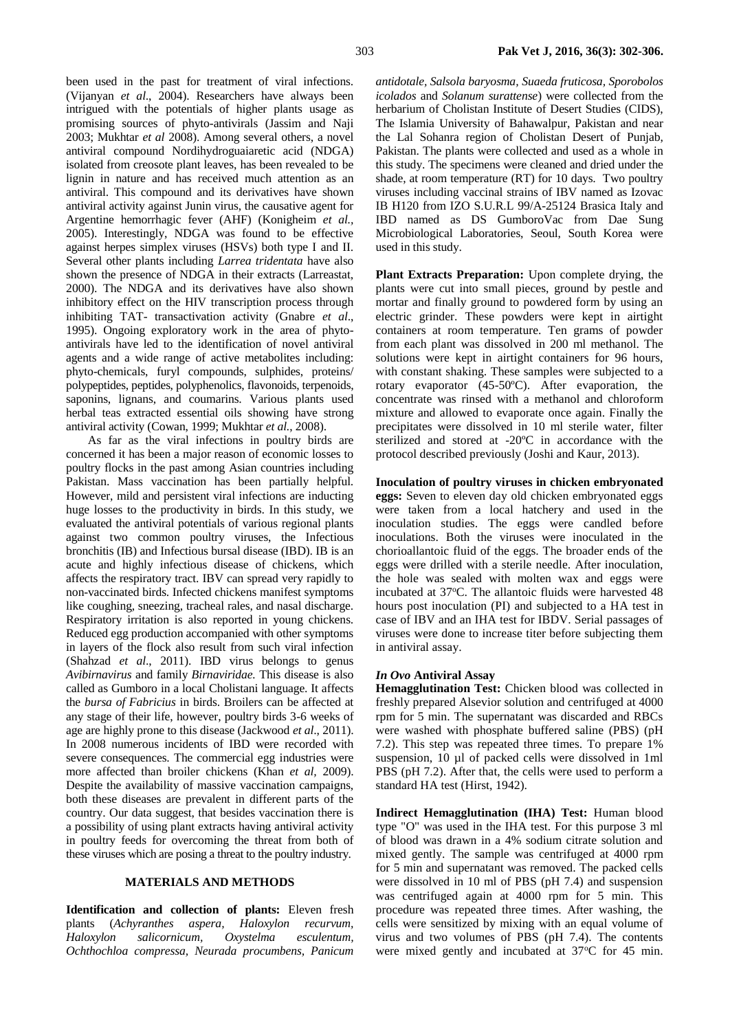been used in the past for treatment of viral infections. (Vijanyan *et al*., 2004). Researchers have always been intrigued with the potentials of higher plants usage as promising sources of phyto-antivirals (Jassim and Naji 2003; Mukhtar *et al* 2008). Among several others, a novel antiviral compound Nordihydroguaiaretic acid (NDGA) isolated from creosote plant leaves, has been revealed to be lignin in nature and has received much attention as an antiviral. This compound and its derivatives have shown antiviral activity against Junin virus, the causative agent for Argentine hemorrhagic fever (AHF) (Konigheim *et al.,* 2005). Interestingly, NDGA was found to be effective against herpes simplex viruses (HSVs) both type I and II. Several other plants including *Larrea tridentata* have also shown the presence of NDGA in their extracts (Larreastat, 2000). The NDGA and its derivatives have also shown inhibitory effect on the HIV transcription process through inhibiting TAT- transactivation activity (Gnabre *et al*., 1995). Ongoing exploratory work in the area of phyto-antivirals have led to the identification of novel antiviral agents and a wide range of active metabolites including: phyto-chemicals, furyl compounds, sulphides, proteins/ polypeptides, peptides, polyphenolics, flavonoids, terpenoids, saponins, lignans, and coumarins. Various plants used herbal teas extracted essential oils showing have strong antiviral activity (Cowan, 1999; Mukhtar *et al.*, 2008).

As far as the viral infections in poultry birds are concerned it has been a major reason of economic losses to poultry flocks in the past among Asian countries including Pakistan. Mass vaccination has been partially helpful. However, mild and persistent viral infections are inducting huge losses to the productivity in birds. In this study, we evaluated the antiviral potentials of various regional plants against two common poultry viruses, the Infectious bronchitis (IB) and Infectious bursal disease (IBD). IB is an acute and highly infectious disease of chickens, which affects the respiratory tract. IBV can spread very rapidly to non-vaccinated birds. Infected chickens manifest symptoms like coughing, sneezing, tracheal rales, and nasal discharge. Respiratory irritation is also reported in young chickens. Reduced egg production accompanied with other symptoms in layers of the flock also result from such viral infection (Shahzad *et al*., 2011). IBD virus belongs to genus *Avibirnavirus* and family *Birnaviridae.* This disease is also called as Gumboro in a local Cholistani language. It affects the *bursa of Fabricius* in birds. Broilers can be affected at any stage of their life, however, poultry birds 3-6 weeks of age are highly prone to this disease (Jackwood *et al*., 2011). In 2008 numerous incidents of IBD were recorded with severe consequences. The commercial egg industries were more affected than broiler chickens (Khan *et al,* 2009). Despite the availability of massive vaccination campaigns, both these diseases are prevalent in different parts of the country. Our data suggest, that besides vaccination there is a possibility of using plant extracts having antiviral activity in poultry feeds for overcoming the threat from both of these viruses which are posing a threat to the poultry industry.

## MATERIALS AND METHODS

**Identification and collection of plants:** Eleven fresh plants (*Achyranthes aspera, Haloxylon recurvum, Haloxylon salicornicum, Oxystelma esculentum, Ochthochloa compressa, Neurada procumbens, Panicum antidotale, Salsola baryosma, Suaeda fruticosa, Sporobolos icolados* and *Solanum surattense*) were collected from the herbarium of Cholistan Institute of Desert Studies (CIDS), The Islamia University of Bahawalpur, Pakistan and near the Lal Sohanra region of Cholistan Desert of Punjab, Pakistan. The plants were collected and used as a whole in this study. The specimens were cleaned and dried under the shade, at room temperature (RT) for 10 days. Two poultry viruses including vaccinal strains of IBV named as Izovac IB H120 from IZO S.U.R.L 99/A-25124 Brasica Italy and IBD named as DS GumboroVac from Dae Sung Microbiological Laboratories, Seoul, South Korea were used in this study.

**Plant Extracts Preparation:** Upon complete drying, the plants were cut into small pieces, ground by pestle and mortar and finally ground to powdered form by using an electric grinder. These powders were kept in airtight containers at room temperature. Ten grams of powder from each plant was dissolved in 200 ml methanol. The solutions were kept in airtight containers for 96 hours, with constant shaking. These samples were subjected to a rotary evaporator (45-50ºC). After evaporation, the concentrate was rinsed with a methanol and chloroform mixture and allowed to evaporate once again. Finally the precipitates were dissolved in 10 ml sterile water, filter sterilized and stored at -20ºC in accordance with the protocol described previously (Joshi and Kaur, 2013).

**Inoculation of poultry viruses in chicken embryonated eggs:** Seven to eleven day old chicken embryonated eggs were taken from a local hatchery and used in the inoculation studies. The eggs were candled before inoculations. Both the viruses were inoculated in the chorioallantoic fluid of the eggs. The broader ends of the eggs were drilled with a sterile needle. After inoculation, the hole was sealed with molten wax and eggs were incubated at 37ºC. The allantoic fluids were harvested 48 hours post inoculation (PI) and subjected to a HA test in case of IBV and an IHA test for IBDV. Serial passages of viruses were done to increase titer before subjecting them in antiviral assay.

### *In Ovo* Antiviral Assay

**Hemagglutination Test:** Chicken blood was collected in freshly prepared Alsevior solution and centrifuged at 4000 rpm for 5 min. The supernatant was discarded and RBCs were washed with phosphate buffered saline (PBS) (pH 7.2). This step was repeated three times. To prepare 1% suspension, 10 µl of packed cells were dissolved in 1ml PBS (pH 7.2). After that, the cells were used to perform a standard HA test (Hirst, 1942).

**Indirect Hemagglutination (IHA) Test:** Human blood type "O" was used in the IHA test. For this purpose 3 ml of blood was drawn in a 4% sodium citrate solution and mixed gently. The sample was centrifuged at 4000 rpm for 5 min and supernatant was removed. The packed cells were dissolved in 10 ml of PBS (pH 7.4) and suspension was centrifuged again at 4000 rpm for 5 min. This procedure was repeated three times. After washing, the cells were sensitized by mixing with an equal volume of virus and two volumes of PBS (pH 7.4). The contents were mixed gently and incubated at 37ºC for 45 min.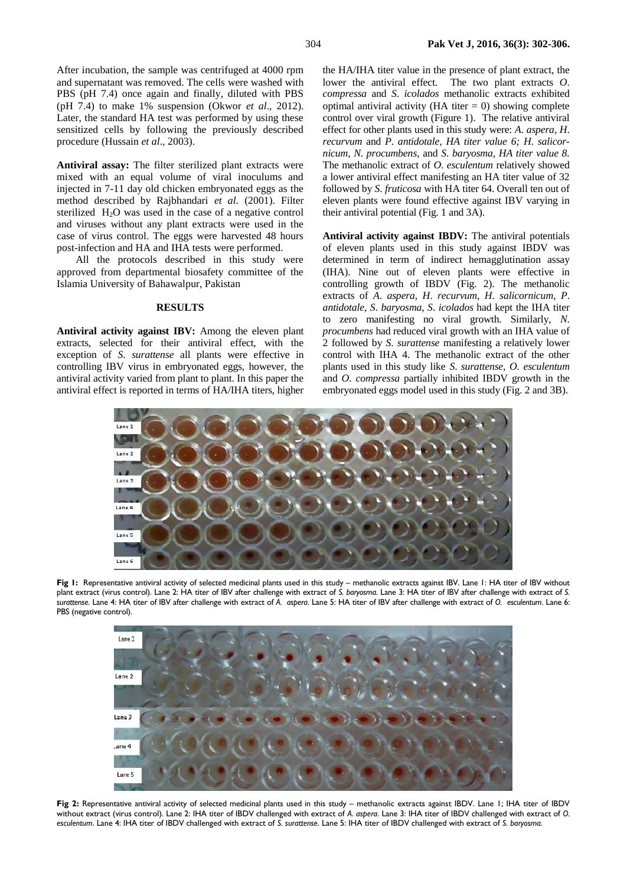After incubation, the sample was centrifuged at 4000 rpm and supernatant was removed. The cells were washed with PBS (pH 7.4) once again and finally, diluted with PBS (pH 7.4) to make 1% suspension (Okwor *et al*., 2012). Later, the standard HA test was performed by using these sensitized cells by following the previously described procedure (Hussain *et al*., 2003).

**Antiviral assay:** The filter sterilized plant extracts were mixed with an equal volume of viral inoculums and injected in 7-11 day old chicken embryonated eggs as the method described by Rajbhandari *et al.* (2001). Filter sterilized $H_2O$ was used in the case of a negative control and viruses without any plant extracts were used in the case of virus control. The eggs were harvested 48 hours post-infection and HA and IHA tests were performed.

All the protocols described in this study were approved from departmental biosafety committee of the Islamia University of Bahawalpur, Pakistan

## RESULTS

**Antiviral activity against IBV:** Among the eleven plant extracts, selected for their antiviral effect, with the exception of *S. surattense* all plants were effective in controlling IBV virus in embryonated eggs, however, the antiviral activity varied from plant to plant. In this paper the antiviral effect is reported in terms of HA/IHA titers, higher the HA/IHA titer value in the presence of plant extract, the lower the antiviral effect. The two plant extracts *O. compressa* and *S. icolados* methanolic extracts exhibited optimal antiviral activity (HA titer = 0) showing complete control over viral growth (Figure 1). The relative antiviral effect for other plants used in this study were: *A. aspera*, *H. recurvum* and *P. antidotale, HA titer value 6; H. salicornicum*, *N. procumbens*, and *S. baryosma, HA titer value 8.* The methanolic extract of *O. esculentum* relatively showed a lower antiviral effect manifesting an HA titer value of 32 followed by *S. fruticosa* with HA titer 64. Overall ten out of eleven plants were found effective against IBV varying in their antiviral potential (Fig. 1 and 3A).

**Antiviral activity against IBDV:** The antiviral potentials of eleven plants used in this study against IBDV was determined in term of indirect hemagglutination assay (IHA). Nine out of eleven plants were effective in controlling growth of IBDV (Fig. 2). The methanolic extracts of *A. aspera*, *H. recurvum*, *H. salicornicum*, *P. antidotale*, *S. baryosma*, *S. icolados* had kept the IHA titer to zero manifesting no viral growth. Similarly, *N. procumbens* had reduced viral growth with an IHA value of 2 followed by *S. surattense* manifesting a relatively lower control with IHA 4. The methanolic extract of the other plants used in this study like *S. surattense*, *O. esculentum* and *O. compressa* partially inhibited IBDV growth in the embryonated eggs model used in this study (Fig. 2 and 3B).

**Fig 1:** Representative antiviral activity of selected medicinal plants used in this study – methanolic extracts against IBV. Lane 1: HA titer of IBV without plant extract (virus control). Lane 2: HA titer of IBV after challenge with extract of *S. baryosma*. Lane 3: HA titer of IBV after challenge with extract of *S. surattense*. Lane 4: HA titer of IBV after challenge with extract of *A. aspera*. Lane 5: HA titer of IBV after challenge with extract of *O. esculentum*. Lane 6: PBS (negative control).

**Fig 2:** Representative antiviral activity of selected medicinal plants used in this study – methanolic extracts against IBDV. Lane 1; IHA titer of IBDV without extract (virus control). Lane 2: IHA titer of IBDV challenged with extract of *A. aspera*. Lane 3: IHA titer of IBDV challenged with extract of *O. esculentum*. Lane 4: IHA titer of IBDV challenged with extract of *S. surattense*. Lane 5: IHA titer of IBDV challenged with extract of *S. baryosma*.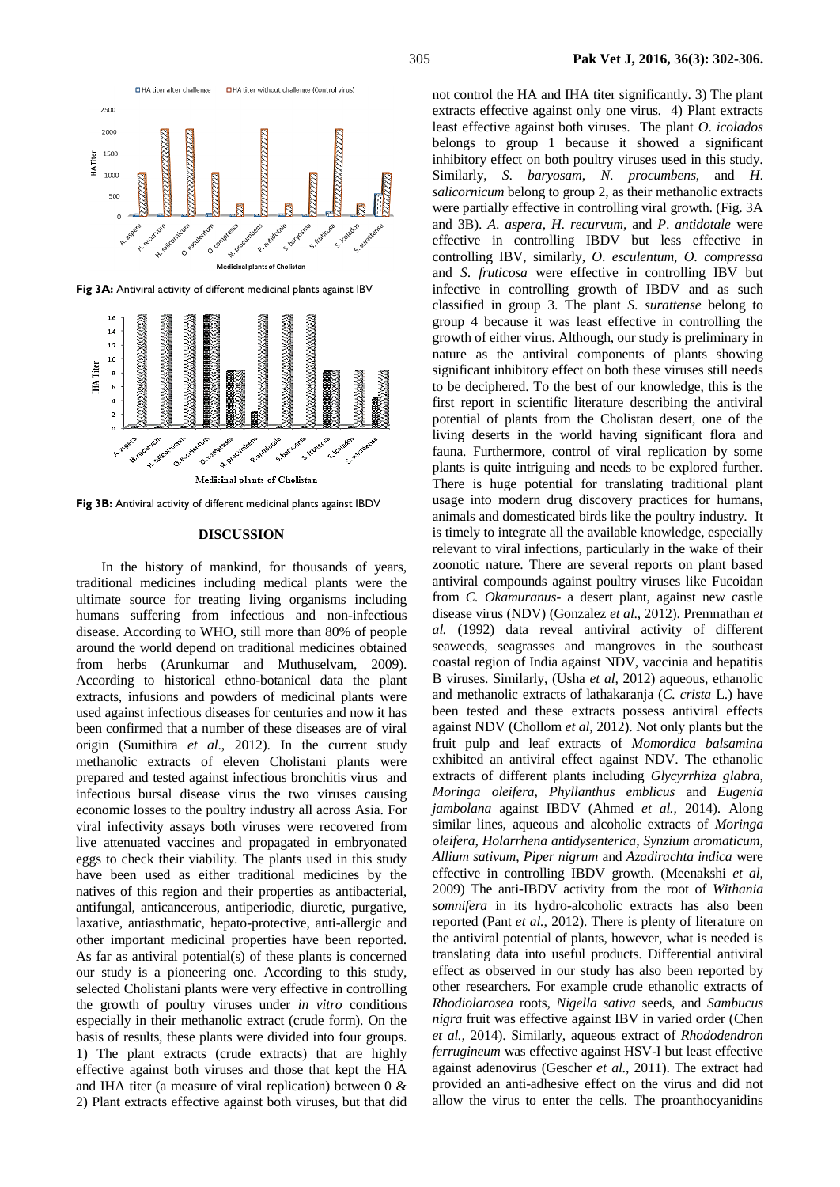Fig 3A: Antiviral activity of different medicinal plants against IBV

Fig 3B: Antiviral activity of different medicinal plants against IBDV

## DISCUSSION

In the history of mankind, for thousands of years, traditional medicines including medical plants were the ultimate source for treating living organisms including humans suffering from infectious and non-infectious disease. According to WHO, still more than 80% of people around the world depend on traditional medicines obtained from herbs (Arunkumar and Muthuselvam, 2009). According to historical ethno-botanical data the plant extracts, infusions and powders of medicinal plants were used against infectious diseases for centuries and now it has been confirmed that a number of these diseases are of viral origin (Sumithira *et al*., 2012). In the current study methanolic extracts of eleven Cholistani plants were prepared and tested against infectious bronchitis virus and infectious bursal disease virus the two viruses causing economic losses to the poultry industry all across Asia. For viral infectivity assays both viruses were recovered from live attenuated vaccines and propagated in embryonated eggs to check their viability. The plants used in this study have been used as either traditional medicines by the natives of this region and their properties as antibacterial, antifungal, anticancerous, antiperiodic, diuretic, purgative, laxative, antiasthmatic, hepato-protective, anti-allergic and other important medicinal properties have been reported. As far as antiviral potential(s) of these plants is concerned our study is a pioneering one. According to this study, selected Cholistani plants were very effective in controlling the growth of poultry viruses under *in vitro* conditions especially in their methanolic extract (crude form). On the basis of results, these plants were divided into four groups. 1) The plant extracts (crude extracts) that are highly effective against both viruses and those that kept the HA and IHA titer (a measure of viral replication) between 0 & 2) Plant extracts effective against both viruses, but that did not control the HA and IHA titer significantly. 3) The plant extracts effective against only one virus. 4) Plant extracts least effective against both viruses. The plant *O. icolados* belongs to group 1 because it showed a significant inhibitory effect on both poultry viruses used in this study. Similarly, *S. baryosam*, *N. procumbens*, and *H. salicornicum* belong to group 2, as their methanolic extracts were partially effective in controlling viral growth. (Fig. 3A and 3B). *A. aspera*, *H. recurvum*, and *P. antidotale* were effective in controlling IBDV but less effective in controlling IBV, similarly, *O. esculentum*, *O. compressa* and *S. fruticosa* were effective in controlling IBV but infective in controlling growth of IBDV and as such classified in group 3. The plant *S. surattense* belong to group 4 because it was least effective in controlling the growth of either virus. Although, our study is preliminary in nature as the antiviral components of plants showing significant inhibitory effect on both these viruses still needs to be deciphered. To the best of our knowledge, this is the first report in scientific literature describing the antiviral potential of plants from the Cholistan desert, one of the living deserts in the world having significant flora and fauna. Furthermore, control of viral replication by some plants is quite intriguing and needs to be explored further. There is huge potential for translating traditional plant usage into modern drug discovery practices for humans, animals and domesticated birds like the poultry industry. It is timely to integrate all the available knowledge, especially relevant to viral infections, particularly in the wake of their zoonotic nature. There are several reports on plant based antiviral compounds against poultry viruses like Fucoidan from *C. Okamuranus*- a desert plant, against new castle disease virus (NDV) (Gonzalez *et al*., 2012). Premnathan *et al.* (1992) data reveal antiviral activity of different seaweeds, seagrasses and mangroves in the southeast coastal region of India against NDV, vaccinia and hepatitis B viruses. Similarly, (Usha *et al*, 2012) aqueous, ethanolic and methanolic extracts of lathakaranja (*C. crista* L.) have been tested and these extracts possess antiviral effects against NDV (Chollom *et al*, 2012). Not only plants but the fruit pulp and leaf extracts of *Momordica balsamina* exhibited an antiviral effect against NDV. The ethanolic extracts of different plants including *Glycyrrhiza glabra*, *Moringa oleifera*, *Phyllanthus emblicus* and *Eugenia jambolana* against IBDV (Ahmed *et al.*, 2014). Along similar lines, aqueous and alcoholic extracts of *Moringa oleifera*, *Holarrhena antidysenterica*, *Synzium aromaticum*, *Allium sativum*, *Piper nigrum* and *Azadirachta indica* were effective in controlling IBDV growth. (Meenakshi *et al*, 2009) The anti-IBDV activity from the root of *Withania somnifera* in its hydro-alcoholic extracts has also been reported (Pant *et al.*, 2012). There is plenty of literature on the antiviral potential of plants, however, what is needed is translating data into useful products. Differential antiviral effect as observed in our study has also been reported by other researchers. For example crude ethanolic extracts of *Rhodiolarosea* roots, *Nigella sativa* seeds, and *Sambucus nigra* fruit was effective against IBV in varied order (Chen *et al.*, 2014). Similarly, aqueous extract of *Rhododendron ferrugineum* was effective against HSV-I but least effective against adenovirus (Gescher *et al.*, 2011). The extract had provided an anti-adhesive effect on the virus and did not allow the virus to enter the cells. The proanthocyanidins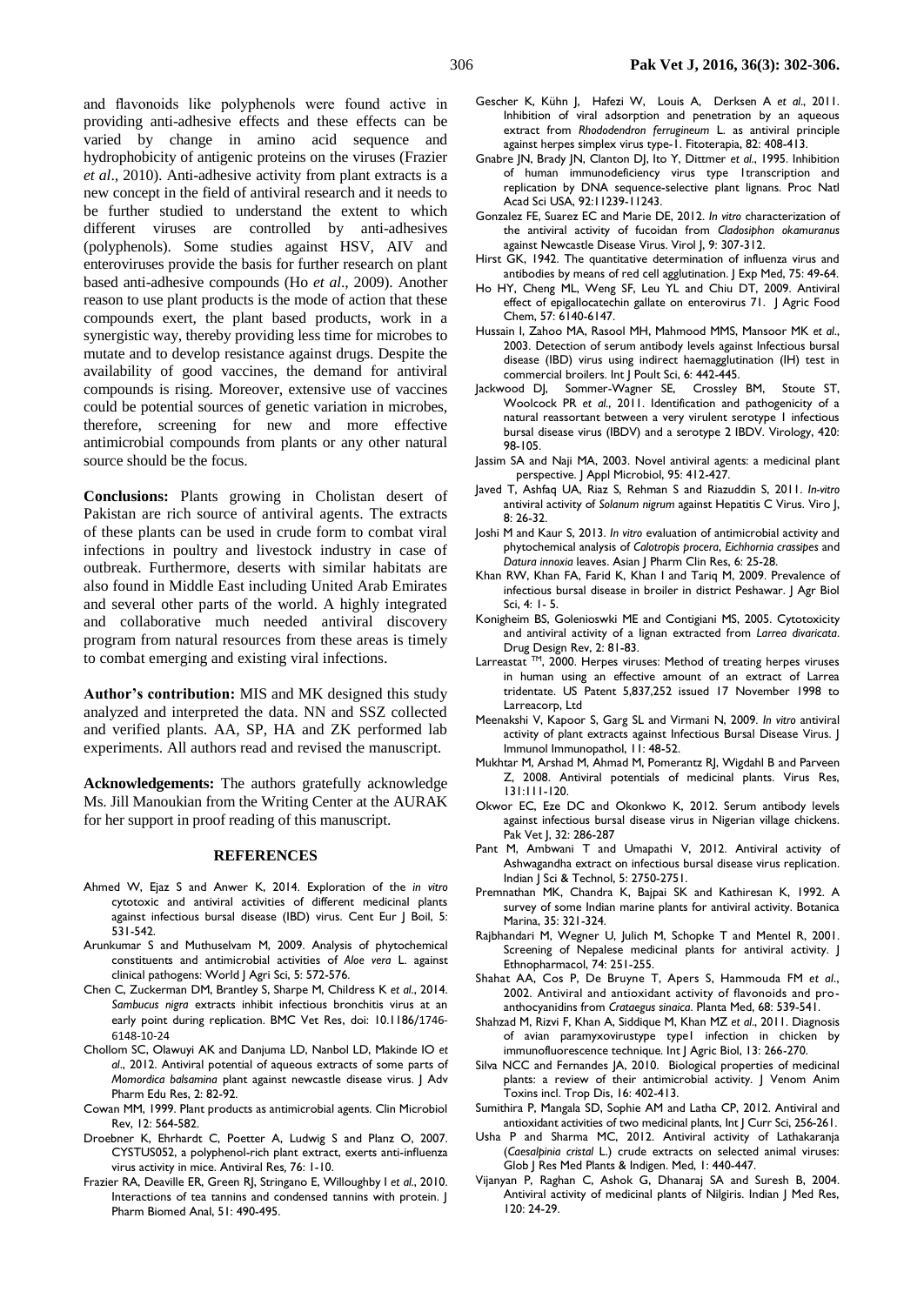and flavonoids like polyphenols were found active in providing anti-adhesive effects and these effects can be varied by change in amino acid sequence and hydrophobicity of antigenic proteins on the viruses (Frazier *et al*., 2010). Anti-adhesive activity from plant extracts is a new concept in the field of antiviral research and it needs to be further studied to understand the extent to which different viruses are controlled by anti-adhesives (polyphenols). Some studies against HSV, AIV and enteroviruses provide the basis for further research on plant based anti-adhesive compounds (Ho *et al*., 2009). Another reason to use plant products is the mode of action that these compounds exert, the plant based products, work in a synergistic way, thereby providing less time for microbes to mutate and to develop resistance against drugs. Despite the availability of good vaccines, the demand for antiviral compounds is rising. Moreover, extensive use of vaccines could be potential sources of genetic variation in microbes, therefore, screening for new and more effective antimicrobial compounds from plants or any other natural source should be the focus.

**Conclusions:** Plants growing in Cholistan desert of Pakistan are rich source of antiviral agents. The extracts of these plants can be used in crude form to combat viral infections in poultry and livestock industry in case of outbreak. Furthermore, deserts with similar habitats are also found in Middle East including United Arab Emirates and several other parts of the world. A highly integrated and collaborative much needed antiviral discovery program from natural resources from these areas is timely to combat emerging and existing viral infections.

**Author's contribution:** MIS and MK designed this study analyzed and interpreted the data. NN and SSZ collected and verified plants. AA, SP, HA and ZK performed lab experiments. All authors read and revised the manuscript.

**Acknowledgements:** The authors gratefully acknowledge Ms. Jill Manoukian from the Writing Center at the AURAK for her support in proof reading of this manuscript.

## REFERENCES

Ahmed W, Ejaz S and Anwer K, 2014. Exploration of the *in vitro* cytotoxic and antiviral activities of different medicinal plants against infectious bursal disease (IBD) virus. Cent Eur J Boil, 5: 531-542.

Arunkumar S and Muthuselvam M, 2009. Analysis of phytochemical constituents and antimicrobial activities of *Aloe vera* L. against clinical pathogens: World J Agri Sci, 5: 572-576.

Chen C, Zuckerman DM, Brantley S, Sharpe M, Childress K *et al*., 2014. *Sambucus nigra* extracts inhibit infectious bronchitis virus at an early point during replication. BMC Vet Res, doi: 10.1186/1746-6148-10-24

Chollom SC, Olawuyi AK and Danjuma LD, Nanbol LD, Makinde IO *et al*., 2012. Antiviral potential of aqueous extracts of some parts of *Momordica balsamina* plant against newcastle disease virus. J Adv Pharm Edu Res, 2: 82-92.

Cowan MM, 1999. Plant products as antimicrobial agents. Clin Microbiol Rev, 12: 564-582.

Droebner K, Ehrhardt C, Poetter A, Ludwig S and Planz O, 2007. CYSTUS052, a polyphenol-rich plant extract, exerts anti-influenza virus activity in mice. Antiviral Res, 76: 1-10.

Frazier RA, Deaville ER, Green RJ, Stringano E, Willoughby I *et al*., 2010. Interactions of tea tannins and condensed tannins with protein. J Pharm Biomed Anal, 51: 490-495.

Gescher K, Kühn J, Hafezi W, Louis A, Derksen A *et al*., 2011. Inhibition of viral adsorption and penetration by an aqueous extract from *Rhododendron ferrugineum* L. as antiviral principle against herpes simplex virus type-1. Fitoterapia, 82: 408-413.

Gnabre JN, Brady JN, Clanton DJ, Ito Y, Dittmer *et al*., 1995. Inhibition of human immunodeficiency virus type 1transcription and replication by DNA sequence-selective plant lignans. Proc Natl Acad Sci USA, 92:11239-11243.

Gonzalez FE, Suarez EC and Marie DE, 2012. *In vitro* characterization of the antiviral activity of fucoidan from *Cladosiphon okamuranus* against Newcastle Disease Virus. Virol J, 9: 307-312.

Hirst GK, 1942. The quantitative determination of influenza virus and antibodies by means of red cell agglutination. J Exp Med, 75: 49-64.

Ho HY, Cheng ML, Weng SF, Leu YL and Chiu DT, 2009. Antiviral effect of epigallocatechin gallate on enterovirus 71. J Agric Food Chem, 57: 6140-6147.

Hussain I, Zahoo MA, Rasool MH, Mahmood MMS, Mansoor MK *et al*., 2003. Detection of serum antibody levels against Infectious bursal disease (IBD) virus using indirect haemagglutination (IH) test in commercial broilers. Int J Poult Sci, 6: 442-445.

Jackwood DJ, Sommer-Wagner SE, Crossley BM, Stoute ST, Woolcock PR *et al*., 2011. Identification and pathogenicity of a natural reassortant between a very virulent serotype 1 infectious bursal disease virus (IBDV) and a serotype 2 IBDV. Virology, 420: 98-105.

Jassim SA and Naji MA, 2003. Novel antiviral agents: a medicinal plant perspective. J Appl Microbiol, 95: 412-427.

Javed T, Ashfaq UA, Riaz S, Rehman S and Riazuddin S, 2011. *In-vitro* antiviral activity of *Solanum nigrum* against Hepatitis C Virus. Viro J, 8: 26-32.

Joshi M and Kaur S, 2013. *In vitro* evaluation of antimicrobial activity and phytochemical analysis of *Calotropis procera*, *Eichhornia crassipes* and *Datura innoxia* leaves. Asian J Pharm Clin Res, 6: 25-28.

Khan RW, Khan FA, Farid K, Khan I and Tariq M, 2009. Prevalence of infectious bursal disease in broiler in district Peshawar. J Agr Biol Sci, 4: 1- 5.

Konigheim BS, Golenioswki ME and Contigiani MS, 2005. Cytotoxicity and antiviral activity of a lignan extracted from *Larrea divaricata*. Drug Design Rev, 2: 81-83.

Larreastat TM, 2000. Herpes viruses: Method of treating herpes viruses in human using an effective amount of an extract of Larrea tridentate. US Patent 5,837,252 issued 17 November 1998 to Larreacorp, Ltd

Meenakshi V, Kapoor S, Garg SL and Virmani N, 2009. *In vitro* antiviral activity of plant extracts against Infectious Bursal Disease Virus. J Immunol Immunopathol, 11: 48-52.

Mukhtar M, Arshad M, Ahmad M, Pomerantz RJ, Wigdahl B and Parveen Z, 2008. Antiviral potentials of medicinal plants. Virus Res, 131:111-120.

Okwor EC, Eze DC and Okonkwo K, 2012. Serum antibody levels against infectious bursal disease virus in Nigerian village chickens. Pak Vet J, 32: 286-287

Pant M, Ambwani T and Umapathi V, 2012. Antiviral activity of Ashwagandha extract on infectious bursal disease virus replication. Indian J Sci & Technol, 5: 2750-2751.

Premnathan MK, Chandra K, Bajpai SK and Kathiresan K, 1992. A survey of some Indian marine plants for antiviral activity. Botanica Marina, 35: 321-324.

Rajbhandari M, Wegner U, Julich M, Schopke T and Mentel R, 2001. Screening of Nepalese medicinal plants for antiviral activity. J Ethnopharmacol, 74: 251-255.

Shahat AA, Cos P, De Bruyne T, Apers S, Hammouda FM *et al*., 2002. Antiviral and antioxidant activity of flavonoids and proanthocyanidins from *Crataegus sinaica*. Planta Med, 68: 539-541.

Shahzad M, Rizvi F, Khan A, Siddique M, Khan MZ *et al*., 2011. Diagnosis of avian paramyxovirustype type1 infection in chicken by immunofluorescence technique. Int J Agric Biol, 13: 266-270.

Silva NCC and Fernandes JA, 2010. Biological properties of medicinal plants: a review of their antimicrobial activity. J Venom Anim Toxins incl. Trop Dis, 16: 402-413.

Sumithira P, Mangala SD, Sophie AM and Latha CP, 2012. Antiviral and antioxidant activities of two medicinal plants, Int J Curr Sci, 256-261.

Usha P and Sharma MC, 2012. Antiviral activity of Lathakaranja (*Caesalpinia cristal* L.) crude extracts on selected animal viruses: Glob J Res Med Plants & Indigen. Med, 1: 440-447.

Vijanyan P, Raghan C, Ashok G, Dhanaraj SA and Suresh B, 2004. Antiviral activity of medicinal plants of Nilgiris. Indian J Med Res, 120: 24-29.